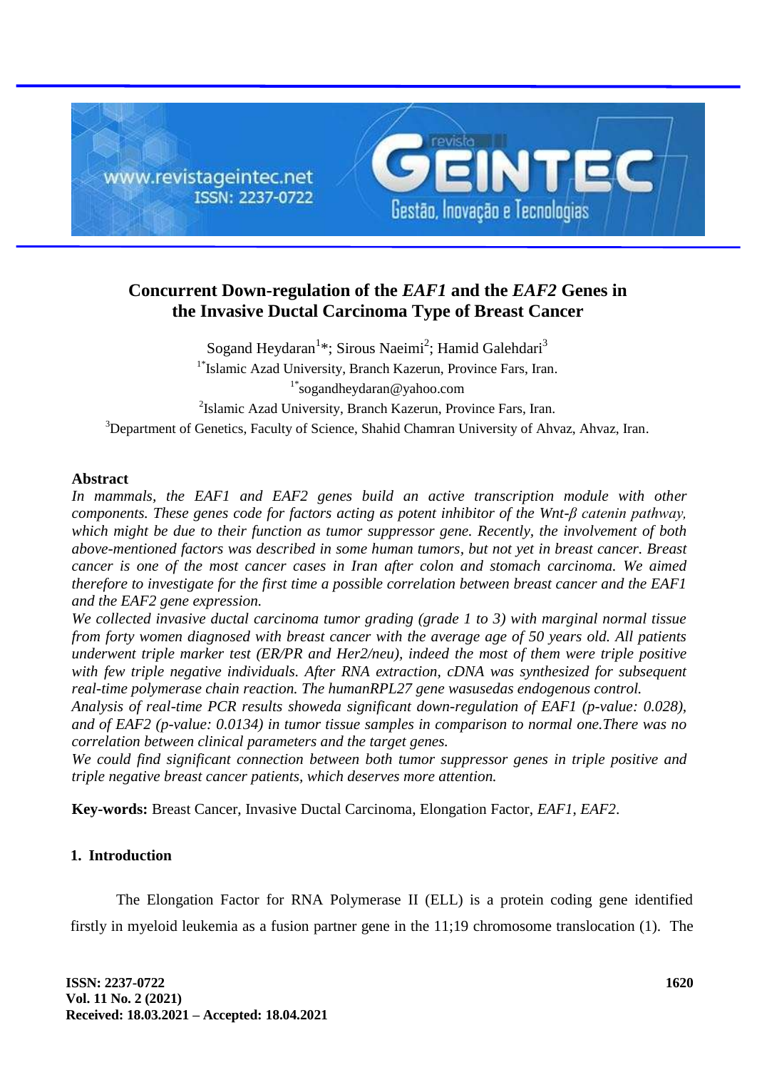# Concurrent Down-regulation of the *EAF1* and the *EAF2* Genes in the Invasive Ductal Carcinoma Type of Breast Cancer

Sogand Heydaran[1]*; Sirous Naeimi[2]; Hamid Galehdari[3]

[1*]Islamic Azad University, Branch Kazerun, Province Fars, Iran.

[1*]sogandheydaran@yahoo.com

[2]Islamic Azad University, Branch Kazerun, Province Fars, Iran.

[3]Department of Genetics, Faculty of Science, Shahid Chamran University of Ahvaz, Ahvaz, Iran.

## Abstract

*In mammals, the EAF1 and EAF2 genes build an active transcription module with other components. These genes code for factors acting as potent inhibitor of the Wnt-β catenin pathway, which might be due to their function as tumor suppressor gene. Recently, the involvement of both above-mentioned factors was described in some human tumors, but not yet in breast cancer. Breast cancer is one of the most cancer cases in Iran after colon and stomach carcinoma. We aimed therefore to investigate for the first time a possible correlation between breast cancer and the EAF1 and the EAF2 gene expression.*

*We collected invasive ductal carcinoma tumor grading (grade 1 to 3) with marginal normal tissue from forty women diagnosed with breast cancer with the average age of 50 years old. All patients underwent triple marker test (ER/PR and Her2/neu), indeed the most of them were triple positive with few triple negative individuals. After RNA extraction, cDNA was synthesized for subsequent real-time polymerase chain reaction. The humanRPL27 gene wasusedas endogenous control.*

*Analysis of real-time PCR results showeda significant down-regulation of EAF1 (p-value: 0.028), and of EAF2 (p-value: 0.0134) in tumor tissue samples in comparison to normal one.There was no correlation between clinical parameters and the target genes.*

*We could find significant connection between both tumor suppressor genes in triple positive and triple negative breast cancer patients, which deserves more attention.*

**Key-words:** Breast Cancer, Invasive Ductal Carcinoma, Elongation Factor, *EAF1*, *EAF2*.

## 1. Introduction

The Elongation Factor for RNA Polymerase II (ELL) is a protein coding gene identified firstly in myeloid leukemia as a fusion partner gene in the 11;19 chromosome translocation (1). The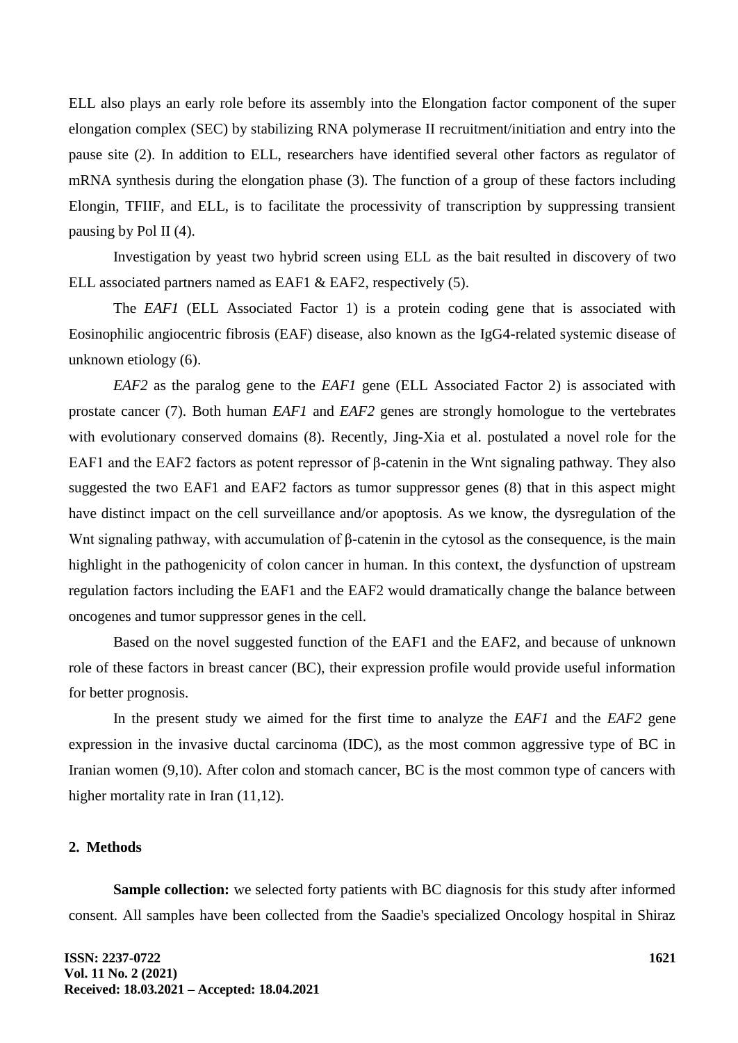ELL also plays an early role before its assembly into the Elongation factor component of the super elongation complex (SEC) by stabilizing RNA polymerase II recruitment/initiation and entry into the pause site (2). In addition to ELL, researchers have identified several other factors as regulator of mRNA synthesis during the elongation phase (3). The function of a group of these factors including Elongin, TFIIF, and ELL, is to facilitate the processivity of transcription by suppressing transient pausing by Pol II (4).

Investigation by yeast two hybrid screen using ELL as the bait resulted in discovery of two ELL associated partners named as EAF1 & EAF2, respectively (5).

The *EAF1* (ELL Associated Factor 1) is a protein coding gene that is associated with Eosinophilic angiocentric fibrosis (EAF) disease, also known as the IgG4-related systemic disease of unknown etiology (6).

*EAF2* as the paralog gene to the *EAF1* gene (ELL Associated Factor 2) is associated with prostate cancer (7). Both human *EAF1* and *EAF2* genes are strongly homologue to the vertebrates with evolutionary conserved domains (8). Recently, Jing-Xia et al. postulated a novel role for the EAF1 and the EAF2 factors as potent repressor of β-catenin in the Wnt signaling pathway. They also suggested the two EAF1 and EAF2 factors as tumor suppressor genes (8) that in this aspect might have distinct impact on the cell surveillance and/or apoptosis. As we know, the dysregulation of the Wnt signaling pathway, with accumulation of β-catenin in the cytosol as the consequence, is the main highlight in the pathogenicity of colon cancer in human. In this context, the dysfunction of upstream regulation factors including the EAF1 and the EAF2 would dramatically change the balance between oncogenes and tumor suppressor genes in the cell.

Based on the novel suggested function of the EAF1 and the EAF2, and because of unknown role of these factors in breast cancer (BC), their expression profile would provide useful information for better prognosis.

In the present study we aimed for the first time to analyze the *EAF1* and the *EAF2* gene expression in the invasive ductal carcinoma (IDC), as the most common aggressive type of BC in Iranian women (9,10). After colon and stomach cancer, BC is the most common type of cancers with higher mortality rate in Iran (11,12).

## 2. Methods

**Sample collection:** we selected forty patients with BC diagnosis for this study after informed consent. All samples have been collected from the Saadie's specialized Oncology hospital in Shiraz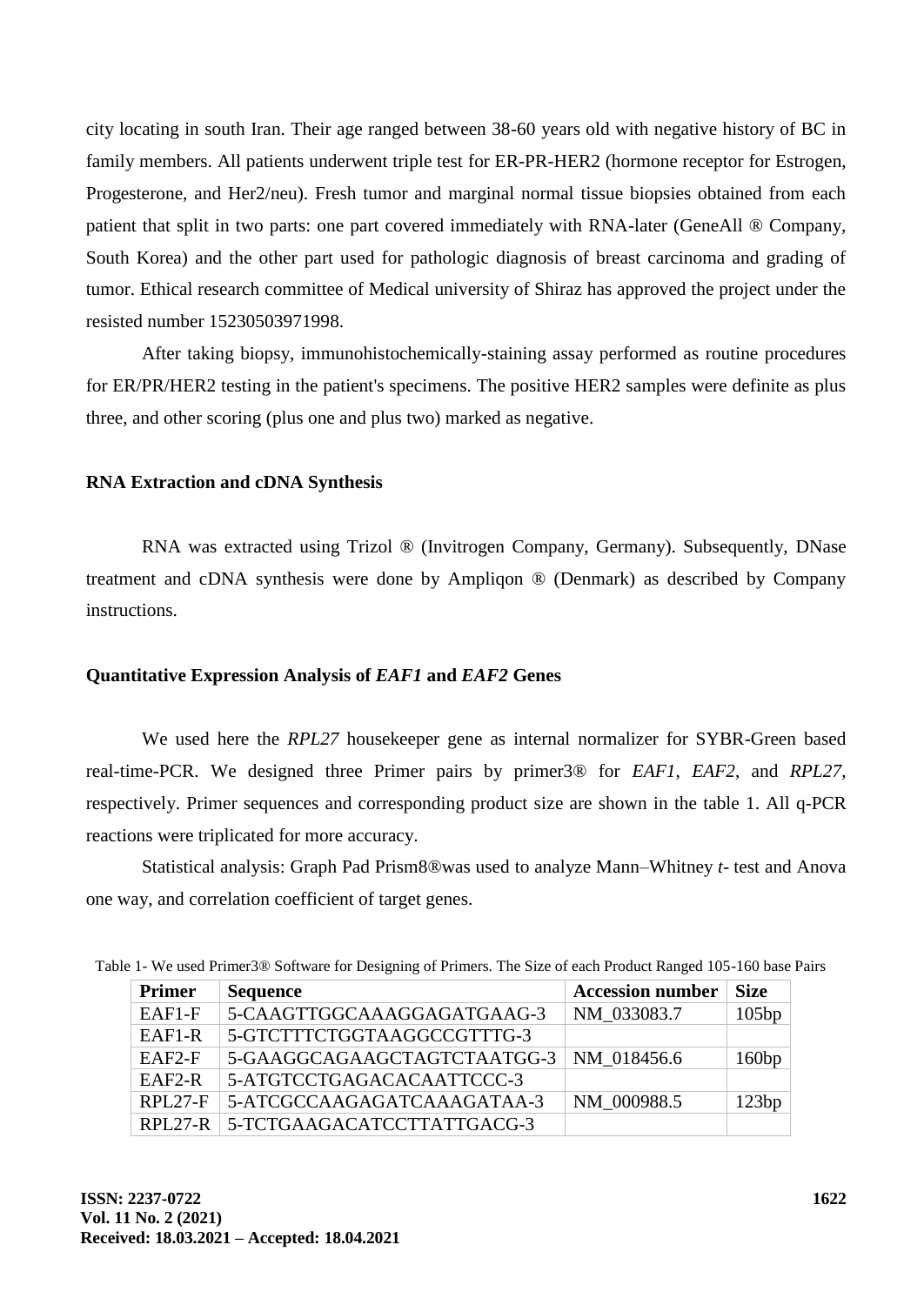city locating in south Iran. Their age ranged between 38-60 years old with negative history of BC in family members. All patients underwent triple test for ER-PR-HER2 (hormone receptor for Estrogen, Progesterone, and Her2/neu). Fresh tumor and marginal normal tissue biopsies obtained from each patient that split in two parts: one part covered immediately with RNA-later (GeneAll ® Company, South Korea) and the other part used for pathologic diagnosis of breast carcinoma and grading of tumor. Ethical research committee of Medical university of Shiraz has approved the project under the resisted number 15230503971998.

After taking biopsy, immunohistochemically-staining assay performed as routine procedures for ER/PR/HER2 testing in the patient's specimens. The positive HER2 samples were definite as plus three, and other scoring (plus one and plus two) marked as negative.

### RNA Extraction and cDNA Synthesis

RNA was extracted using Trizol ® (Invitrogen Company, Germany). Subsequently, DNase treatment and cDNA synthesis were done by Ampliqon ® (Denmark) as described by Company instructions.

### Quantitative Expression Analysis of *EAF1* and *EAF2* Genes

We used here the *RPL27* housekeeper gene as internal normalizer for SYBR-Green based real-time-PCR. We designed three Primer pairs by primer3® for *EAF1*, *EAF2*, and *RPL27*, respectively. Primer sequences and corresponding product size are shown in the table 1. All q-PCR reactions were triplicated for more accuracy.

Statistical analysis: Graph Pad Prism8®was used to analyze Mann–Whitney *t*- test and Anova one way, and correlation coefficient of target genes.

Table 1- We used Primer3® Software for Designing of Primers. The Size of each Product Ranged 105-160 base Pairs

| Primer | Sequence | Accession number | Size |
|---|---|---|---|
| EAF1-F | 5-CAAGTTGGCAAAGGAGATGAAG-3 | NM_033083.7 | 105bp |
| EAF1-R | 5-GTCTTTCTGGTAAGGCCGTTTG-3 | | |
| EAF2-F | 5-GAAGGCAGAAGCTAGTCTAATGG-3 | NM_018456.6 | 160bp |
| EAF2-R | 5-ATGTCCTGAGACACAATTCCC-3 | | |
| RPL27-F | 5-ATCGCCAAGAGATCAAAGATAA-3 | NM_000988.5 | 123bp |
| RPL27-R | 5-TCTGAAGACATCCTTATTGACG-3 | | |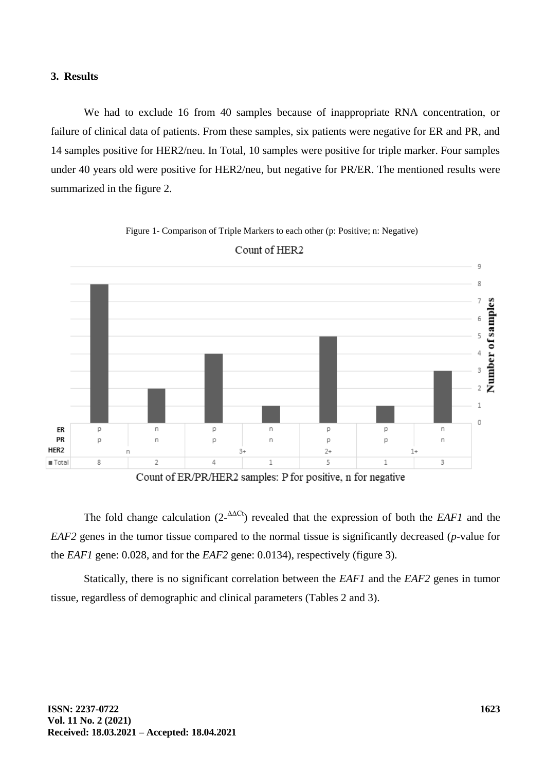### 3. Results

We had to exclude 16 from 40 samples because of inappropriate RNA concentration, or failure of clinical data of patients. From these samples, six patients were negative for ER and PR, and 14 samples positive for HER2/neu. In Total, 10 samples were positive for triple marker. Four samples under 40 years old were positive for HER2/neu, but negative for PR/ER. The mentioned results were summarized in the figure 2.

Figure 1- Comparison of Triple Markers to each other (p: Positive; n: Negative)

Count of HER2

| ER | p | n | p | n | p | p | n |
|---|---|---|---|---|---|---|---|
| PR | p | n | p | n | p | p | n |
| HER2 | n | | 3+ | | 2+ | 1+ | |
| Total | 8 | 2 | 4 | 1 | 5 | 1 | 3 |

Count of ER/PR/HER2 samples: P for positive, n for negative

The fold change calculation ($2^{-\Delta\Delta Ct}$) revealed that the expression of both the *EAF1* and the *EAF2* genes in the tumor tissue compared to the normal tissue is significantly decreased (*p*-value for the *EAF1* gene: 0.028, and for the *EAF2* gene: 0.0134), respectively (figure 3).

Statically, there is no significant correlation between the *EAF1* and the *EAF2* genes in tumor tissue, regardless of demographic and clinical parameters (Tables 2 and 3).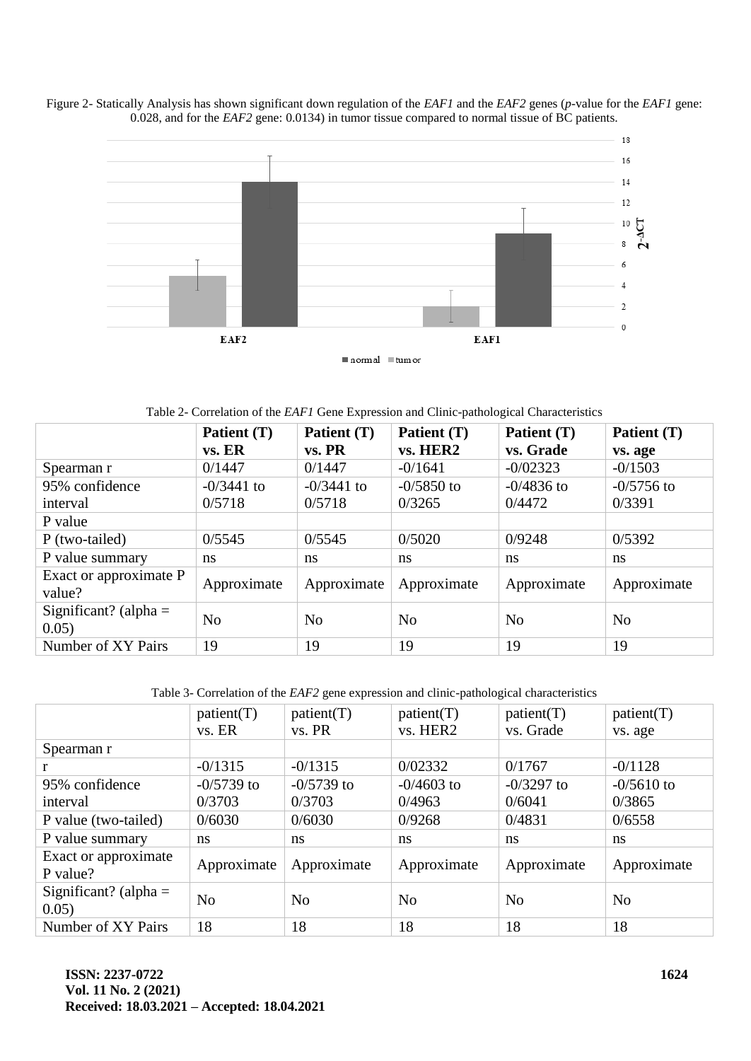Figure 2- Statically Analysis has shown significant down regulation of the *EAF1* and the *EAF2* genes (*p*-value for the *EAF1* gene: 0.028, and for the *EAF2* gene: 0.0134) in tumor tissue compared to normal tissue of BC patients.

Table 2- Correlation of the *EAF1* Gene Expression and Clinic-pathological Characteristics

| | **Patient (T) vs. ER** | **Patient (T) vs. PR** | **Patient (T) vs. HER2** | **Patient (T) vs. Grade** | **Patient (T) vs. age** |
|---|---|---|---|---|---|
| Spearman r | 0/1447 | 0/1447 | -0/1641 | -0/02323 | -0/1503 |
| 95% confidence interval | -0/3441 to 0/5718 | -0/3441 to 0/5718 | -0/5850 to 0/3265 | -0/4836 to 0/4472 | -0/5756 to 0/3391 |
| P value | | | | | |
| P (two-tailed) | 0/5545 | 0/5545 | 0/5020 | 0/9248 | 0/5392 |
| P value summary | ns | ns | ns | ns | ns |
| Exact or approximate P value? | Approximate | Approximate | Approximate | Approximate | Approximate |
| Significant? (alpha = 0.05) | No | No | No | No | No |
| Number of XY Pairs | 19 | 19 | 19 | 19 | 19 |

Table 3- Correlation of the *EAF2* gene expression and clinic-pathological characteristics

| | patient(T) vs. ER | patient(T) vs. PR | patient(T) vs. HER2 | patient(T) vs. Grade | patient(T) vs. age |
|---|---|---|---|---|---|
| Spearman r | | | | | |
| r | -0/1315 | -0/1315 | 0/02332 | 0/1767 | -0/1128 |
| 95% confidence interval | -0/5739 to 0/3703 | -0/5739 to 0/3703 | -0/4603 to 0/4963 | -0/3297 to 0/6041 | -0/5610 to 0/3865 |
| P value (two-tailed) | 0/6030 | 0/6030 | 0/9268 | 0/4831 | 0/6558 |
| P value summary | ns | ns | ns | ns | ns |
| Exact or approximate P value? | Approximate | Approximate | Approximate | Approximate | Approximate |
| Significant? (alpha = 0.05) | No | No | No | No | No |
| Number of XY Pairs | 18 | 18 | 18 | 18 | 18 |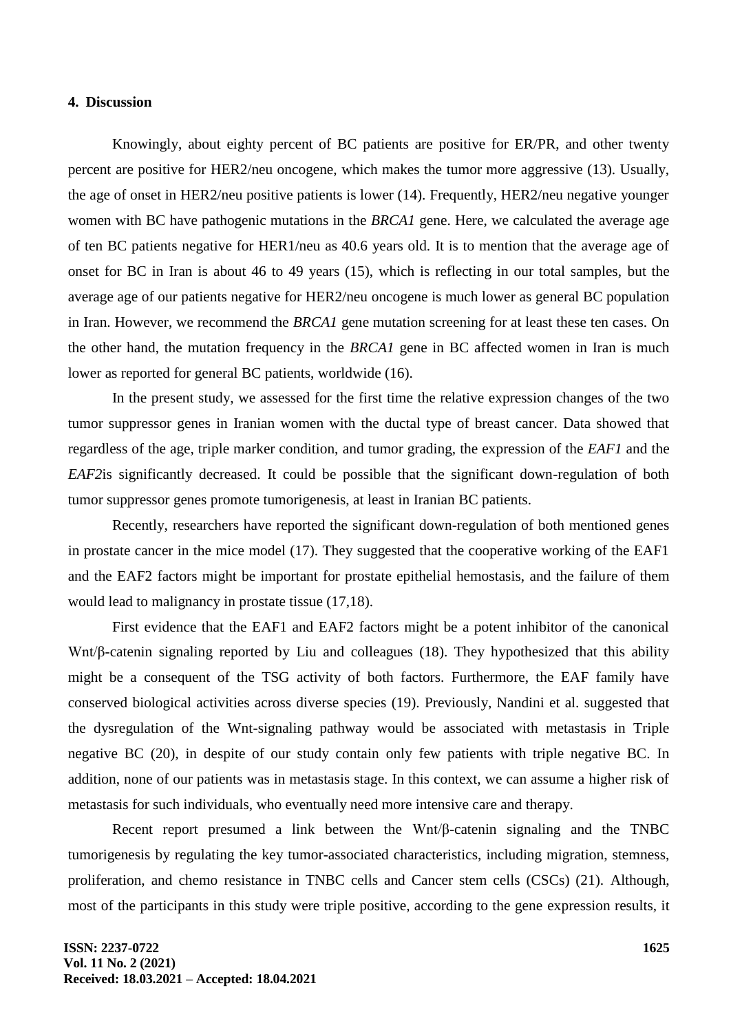## 4. Discussion

Knowingly, about eighty percent of BC patients are positive for ER/PR, and other twenty percent are positive for HER2/neu oncogene, which makes the tumor more aggressive (13). Usually, the age of onset in HER2/neu positive patients is lower (14). Frequently, HER2/neu negative younger women with BC have pathogenic mutations in the *BRCA1* gene. Here, we calculated the average age of ten BC patients negative for HER1/neu as 40.6 years old. It is to mention that the average age of onset for BC in Iran is about 46 to 49 years (15), which is reflecting in our total samples, but the average age of our patients negative for HER2/neu oncogene is much lower as general BC population in Iran. However, we recommend the *BRCA1* gene mutation screening for at least these ten cases. On the other hand, the mutation frequency in the *BRCA1* gene in BC affected women in Iran is much lower as reported for general BC patients, worldwide (16).

In the present study, we assessed for the first time the relative expression changes of the two tumor suppressor genes in Iranian women with the ductal type of breast cancer. Data showed that regardless of the age, triple marker condition, and tumor grading, the expression of the *EAF1* and the *EAF2*is significantly decreased. It could be possible that the significant down-regulation of both tumor suppressor genes promote tumorigenesis, at least in Iranian BC patients.

Recently, researchers have reported the significant down-regulation of both mentioned genes in prostate cancer in the mice model (17). They suggested that the cooperative working of the EAF1 and the EAF2 factors might be important for prostate epithelial hemostasis, and the failure of them would lead to malignancy in prostate tissue (17,18).

First evidence that the EAF1 and EAF2 factors might be a potent inhibitor of the canonical Wnt/β-catenin signaling reported by Liu and colleagues (18). They hypothesized that this ability might be a consequent of the TSG activity of both factors. Furthermore, the EAF family have conserved biological activities across diverse species (19). Previously, Nandini et al. suggested that the dysregulation of the Wnt-signaling pathway would be associated with metastasis in Triple negative BC (20), in despite of our study contain only few patients with triple negative BC. In addition, none of our patients was in metastasis stage. In this context, we can assume a higher risk of metastasis for such individuals, who eventually need more intensive care and therapy.

Recent report presumed a link between the Wnt/β-catenin signaling and the TNBC tumorigenesis by regulating the key tumor-associated characteristics, including migration, stemness, proliferation, and chemo resistance in TNBC cells and Cancer stem cells (CSCs) (21). Although, most of the participants in this study were triple positive, according to the gene expression results, it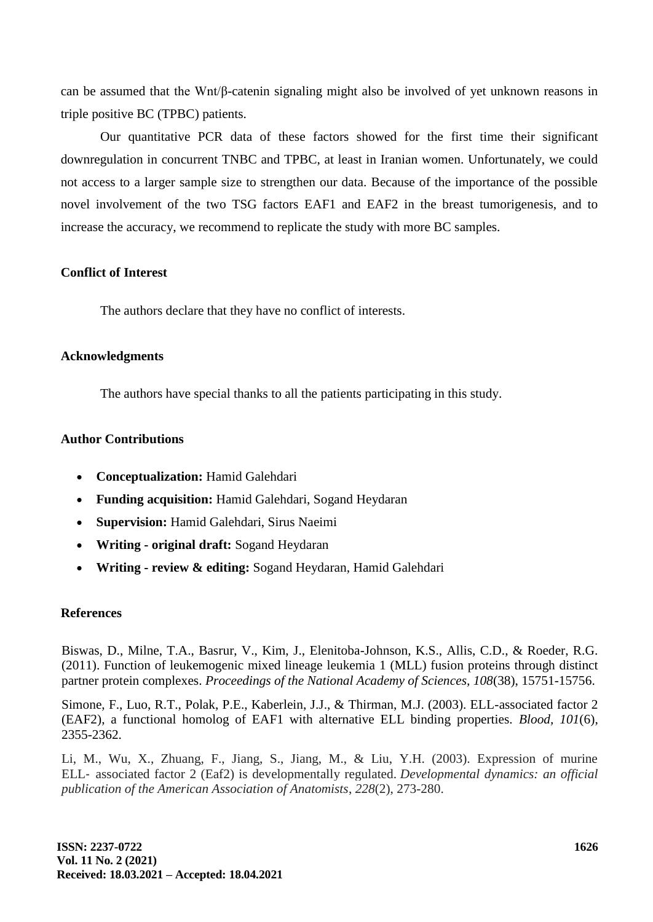can be assumed that the Wnt/β-catenin signaling might also be involved of yet unknown reasons in triple positive BC (TPBC) patients.

Our quantitative PCR data of these factors showed for the first time their significant downregulation in concurrent TNBC and TPBC, at least in Iranian women. Unfortunately, we could not access to a larger sample size to strengthen our data. Because of the importance of the possible novel involvement of the two TSG factors EAF1 and EAF2 in the breast tumorigenesis, and to increase the accuracy, we recommend to replicate the study with more BC samples.

## Conflict of Interest

The authors declare that they have no conflict of interests.

## Acknowledgments

The authors have special thanks to all the patients participating in this study.

## Author Contributions

- **Conceptualization:** Hamid Galehdari
- **Funding acquisition:** Hamid Galehdari, Sogand Heydaran
- **Supervision:** Hamid Galehdari, Sirus Naeimi
- **Writing - original draft:** Sogand Heydaran
- **Writing - review & editing:** Sogand Heydaran, Hamid Galehdari

## References

Biswas, D., Milne, T.A., Basrur, V., Kim, J., Elenitoba-Johnson, K.S., Allis, C.D., & Roeder, R.G. (2011). Function of leukemogenic mixed lineage leukemia 1 (MLL) fusion proteins through distinct partner protein complexes. *Proceedings of the National Academy of Sciences*, *108*(38), 15751-15756.

Simone, F., Luo, R.T., Polak, P.E., Kaberlein, J.J., & Thirman, M.J. (2003). ELL-associated factor 2 (EAF2), a functional homolog of EAF1 with alternative ELL binding properties. *Blood*, *101*(6), 2355-2362.

Li, M., Wu, X., Zhuang, F., Jiang, S., Jiang, M., & Liu, Y.H. (2003). Expression of murine ELL- associated factor 2 (Eaf2) is developmentally regulated. *Developmental dynamics: an official publication of the American Association of Anatomists*, *228*(2), 273-280.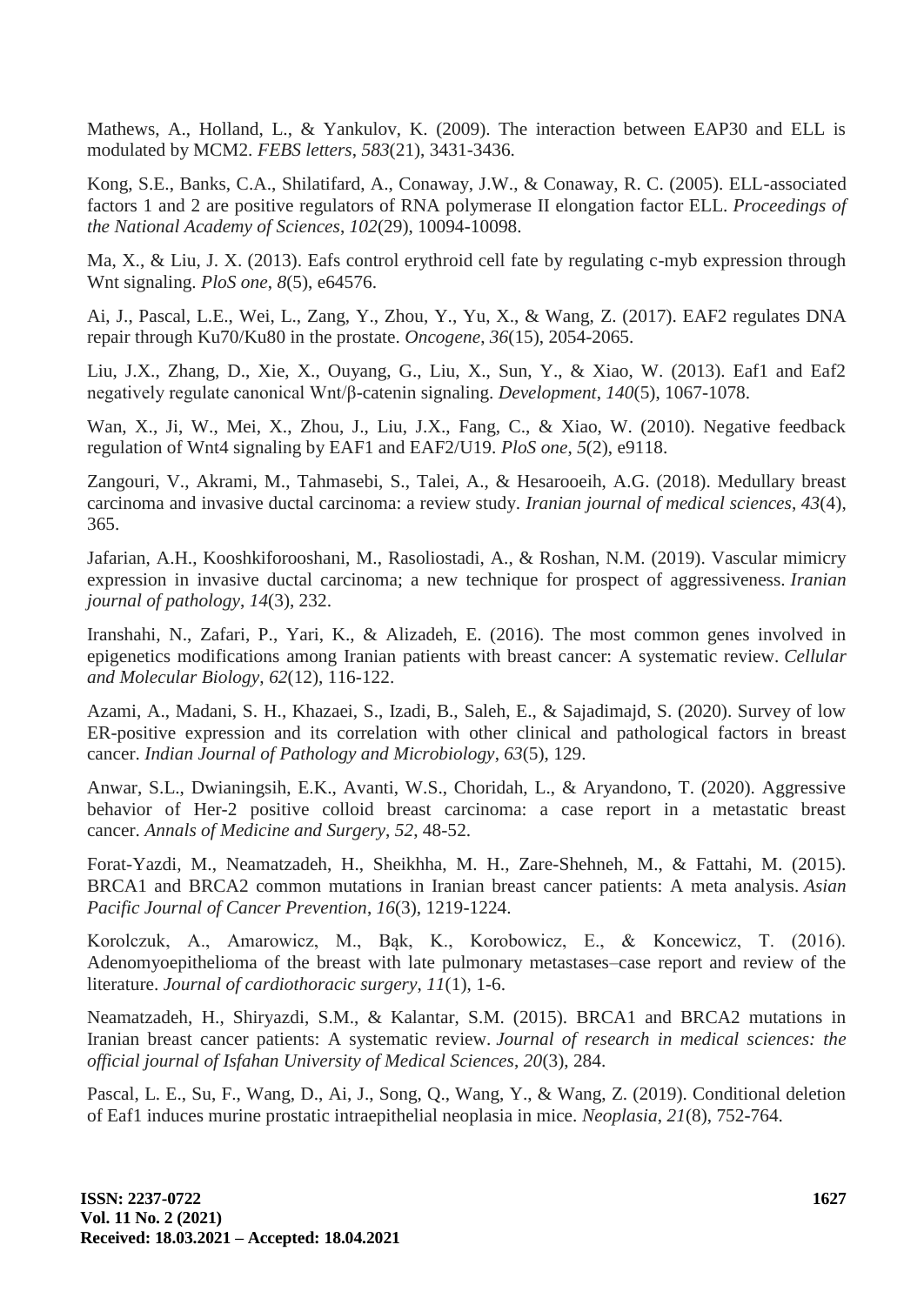Mathews, A., Holland, L., & Yankulov, K. (2009). The interaction between EAP30 and ELL is modulated by MCM2. *FEBS letters*, *583*(21), 3431-3436.

Kong, S.E., Banks, C.A., Shilatifard, A., Conaway, J.W., & Conaway, R. C. (2005). ELL-associated factors 1 and 2 are positive regulators of RNA polymerase II elongation factor ELL. *Proceedings of the National Academy of Sciences*, *102*(29), 10094-10098.

Ma, X., & Liu, J. X. (2013). Eafs control erythroid cell fate by regulating c-myb expression through Wnt signaling. *PloS one*, *8*(5), e64576.

Ai, J., Pascal, L.E., Wei, L., Zang, Y., Zhou, Y., Yu, X., & Wang, Z. (2017). EAF2 regulates DNA repair through Ku70/Ku80 in the prostate. *Oncogene*, *36*(15), 2054-2065.

Liu, J.X., Zhang, D., Xie, X., Ouyang, G., Liu, X., Sun, Y., & Xiao, W. (2013). Eaf1 and Eaf2 negatively regulate canonical Wnt/β-catenin signaling. *Development*, *140*(5), 1067-1078.

Wan, X., Ji, W., Mei, X., Zhou, J., Liu, J.X., Fang, C., & Xiao, W. (2010). Negative feedback regulation of Wnt4 signaling by EAF1 and EAF2/U19. *PloS one*, *5*(2), e9118.

Zangouri, V., Akrami, M., Tahmasebi, S., Talei, A., & Hesarooeih, A.G. (2018). Medullary breast carcinoma and invasive ductal carcinoma: a review study. *Iranian journal of medical sciences*, *43*(4), 365.

Jafarian, A.H., Kooshkiforooshani, M., Rasoliostadi, A., & Roshan, N.M. (2019). Vascular mimicry expression in invasive ductal carcinoma; a new technique for prospect of aggressiveness. *Iranian journal of pathology*, *14*(3), 232.

Iranshahi, N., Zafari, P., Yari, K., & Alizadeh, E. (2016). The most common genes involved in epigenetics modifications among Iranian patients with breast cancer: A systematic review. *Cellular and Molecular Biology*, *62*(12), 116-122.

Azami, A., Madani, S. H., Khazaei, S., Izadi, B., Saleh, E., & Sajadimajd, S. (2020). Survey of low ER-positive expression and its correlation with other clinical and pathological factors in breast cancer. *Indian Journal of Pathology and Microbiology*, *63*(5), 129.

Anwar, S.L., Dwianingsih, E.K., Avanti, W.S., Choridah, L., & Aryandono, T. (2020). Aggressive behavior of Her-2 positive colloid breast carcinoma: a case report in a metastatic breast cancer. *Annals of Medicine and Surgery*, *52*, 48-52.

Forat-Yazdi, M., Neamatzadeh, H., Sheikhha, M. H., Zare-Shehneh, M., & Fattahi, M. (2015). BRCA1 and BRCA2 common mutations in Iranian breast cancer patients: A meta analysis. *Asian Pacific Journal of Cancer Prevention*, *16*(3), 1219-1224.

Korolczuk, A., Amarowicz, M., Bąk, K., Korobowicz, E., & Koncewicz, T. (2016). Adenomyoepithelioma of the breast with late pulmonary metastases–case report and review of the literature. *Journal of cardiothoracic surgery*, *11*(1), 1-6.

Neamatzadeh, H., Shiryazdi, S.M., & Kalantar, S.M. (2015). BRCA1 and BRCA2 mutations in Iranian breast cancer patients: A systematic review. *Journal of research in medical sciences: the official journal of Isfahan University of Medical Sciences*, *20*(3), 284.

Pascal, L. E., Su, F., Wang, D., Ai, J., Song, Q., Wang, Y., & Wang, Z. (2019). Conditional deletion of Eaf1 induces murine prostatic intraepithelial neoplasia in mice. *Neoplasia*, *21*(8), 752-764.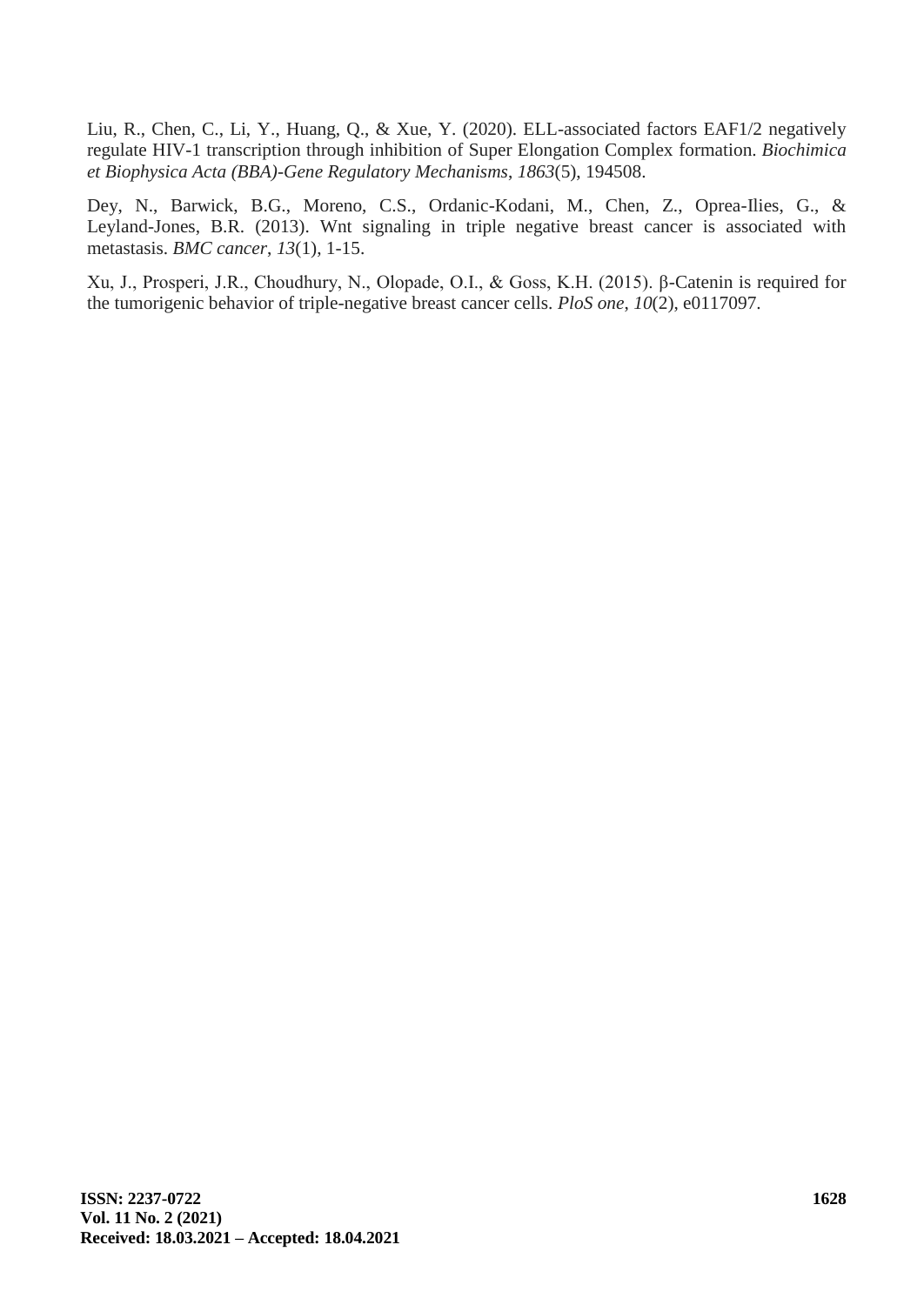Liu, R., Chen, C., Li, Y., Huang, Q., & Xue, Y. (2020). ELL-associated factors EAF1/2 negatively regulate HIV-1 transcription through inhibition of Super Elongation Complex formation. *Biochimica et Biophysica Acta (BBA)-Gene Regulatory Mechanisms*, *1863*(5), 194508.

Dey, N., Barwick, B.G., Moreno, C.S., Ordanic-Kodani, M., Chen, Z., Oprea-Ilies, G., & Leyland-Jones, B.R. (2013). Wnt signaling in triple negative breast cancer is associated with metastasis. *BMC cancer*, *13*(1), 1-15.

Xu, J., Prosperi, J.R., Choudhury, N., Olopade, O.I., & Goss, K.H. (2015). β-Catenin is required for the tumorigenic behavior of triple-negative breast cancer cells. *PloS one*, *10*(2), e0117097.